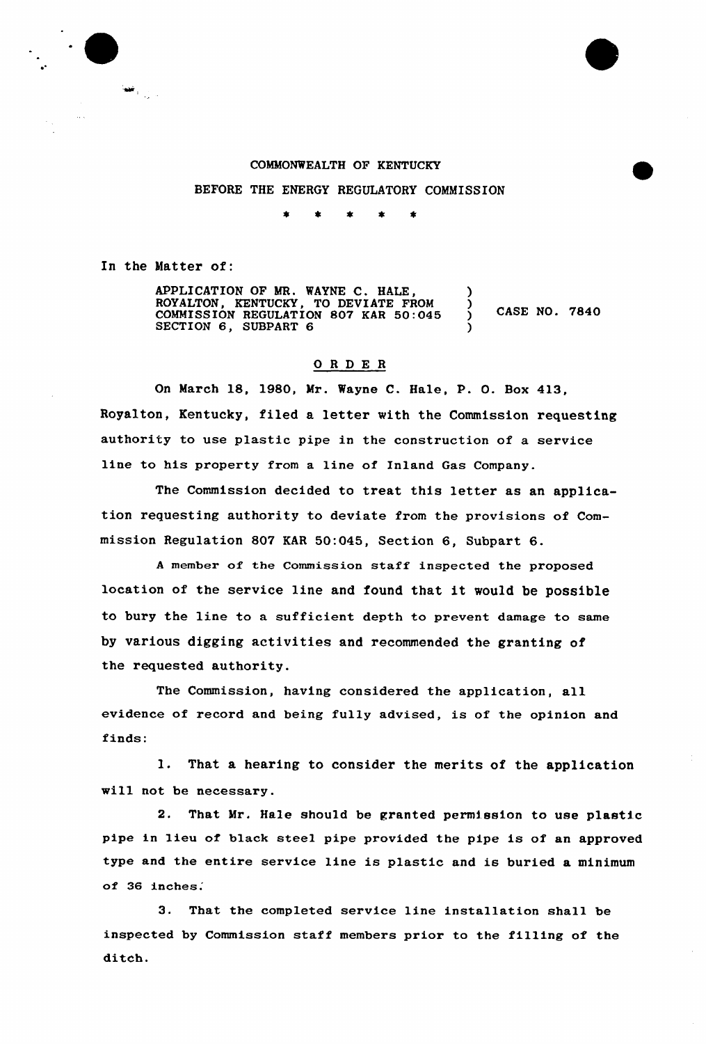COMMONWEALTH OF KENTUCKY

BEFORE THE ENERGY REGULATORY COMMISSION

\* \* \* \* \*

In the Matter of:

| | | |
|---|---|---|
| APPLICATION OF MR. WAYNE C. HALE, ROYALTON, KENTUCKY, TO DEVIATE FROM COMMISSION REGULATION 807 KAR 50:045 SECTION 6, SUBPART 6 | ) ) ) ) | CASE NO. 7840 |

## O R D E R

On March 18, 1980, Mr. Wayne C. Hale, P. O. Box 413, Royalton, Kentucky, filed a letter with the Commission requesting authority to use plastic pipe in the construction of a service line to his property from a line of Inland Gas Company.

The Commission decided to treat this letter as an application requesting authority to deviate from the provisions of Commission Regulation 807 KAR 50:045, Section 6, Subpart 6.

A member of the Commission staff inspected the proposed location of the service line and found that it would be possible to bury the line to a sufficient depth to prevent damage to same by various digging activities and recommended the granting of the requested authority.

The Commission, having considered the application, all evidence of record and being fully advised, is of the opinion and finds:

1. That a hearing to consider the merits of the application will not be necessary.

2. That Mr. Hale should be granted permission to use plastic pipe in lieu of black steel pipe provided the pipe is of an approved type and the entire service line is plastic and is buried a minimum of 36 inches.

3. That the completed service line installation shall be inspected by Commission staff members prior to the filling of the ditch.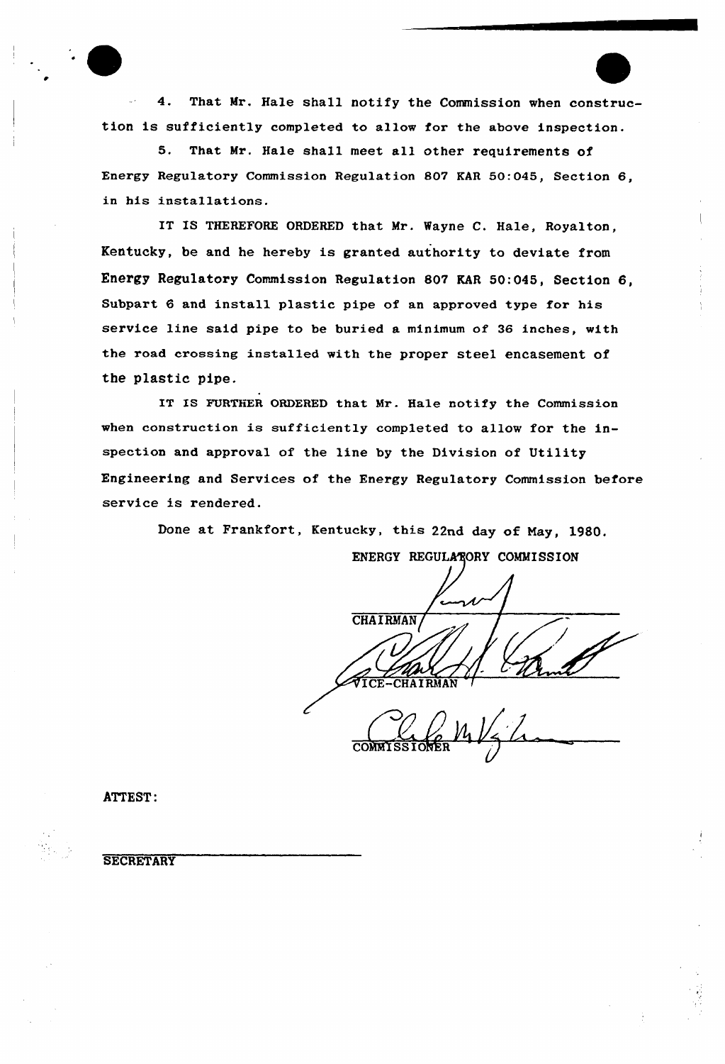4. That Mr. Hale shall notify the Commission when construction is sufficiently completed to allow for the above inspection.

5. That Mr. Hale shall meet all other requirements of Energy Regulatory Commission Regulation 807 KAR 50:045, Section 6, in his installations.

IT IS THEREFORE ORDERED that Mr. Wayne C. Hale, Royalton, Kentucky, be and he hereby is granted authority to deviate from Energy Regulatory Commission Regulation 807 KAR 50:045, Section 6, Subpart 6 and install plastic pipe of an approved type for his service line said pipe to be buried a minimum of 36 inches, with the road crossing installed with the proper steel encasement of the plastic pipe.

IT IS FURTHER ORDERED that Mr. Hale notify the Commission when construction is sufficiently completed to allow for the inspection and approval of the line by the Division of Utility Engineering and Services of the Energy Regulatory Commission before service is rendered.

Done at Frankfort, Kentucky, this 22nd day of May, 1980.

ENERGY REGULATORY COMMISSION

CHAIRMAN

VICE-CHAIRMAN

COMMISSIONER

ATTEST:

SECRETARY